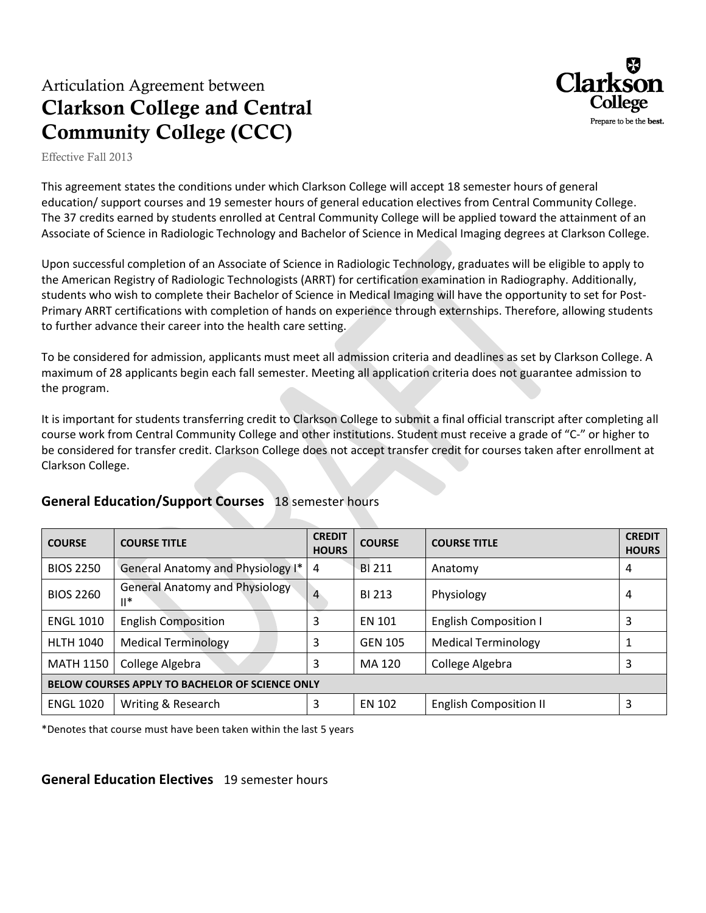Articulation Agreement between

# Clarkson College and Central Community College (CCC)

Effective Fall 2013

This agreement states the conditions under which Clarkson College will accept 18 semester hours of general education/ support courses and 19 semester hours of general education electives from Central Community College. The 37 credits earned by students enrolled at Central Community College will be applied toward the attainment of an Associate of Science in Radiologic Technology and Bachelor of Science in Medical Imaging degrees at Clarkson College.

Upon successful completion of an Associate of Science in Radiologic Technology, graduates will be eligible to apply to the American Registry of Radiologic Technologists (ARRT) for certification examination in Radiography. Additionally, students who wish to complete their Bachelor of Science in Medical Imaging will have the opportunity to set for Post-Primary ARRT certifications with completion of hands on experience through externships. Therefore, allowing students to further advance their career into the health care setting.

To be considered for admission, applicants must meet all admission criteria and deadlines as set by Clarkson College. A maximum of 28 applicants begin each fall semester. Meeting all application criteria does not guarantee admission to the program.

It is important for students transferring credit to Clarkson College to submit a final official transcript after completing all course work from Central Community College and other institutions. Student must receive a grade of "C-" or higher to be considered for transfer credit. Clarkson College does not accept transfer credit for courses taken after enrollment at Clarkson College.

## General Education/Support Courses 18 semester hours

| COURSE | COURSE TITLE | CREDIT HOURS | COURSE | COURSE TITLE | CREDIT HOURS |
|---|---|---|---|---|---|
| BIOS 2250 | General Anatomy and Physiology I* | 4 | BI 211 | Anatomy | 4 |
| BIOS 2260 | General Anatomy and Physiology II* | 4 | BI 213 | Physiology | 4 |
| ENGL 1010 | English Composition | 3 | EN 101 | English Composition I | 3 |
| HLTH 1040 | Medical Terminology | 3 | GEN 105 | Medical Terminology | 1 |
| MATH 1150 | College Algebra | 3 | MA 120 | College Algebra | 3 |
| **BELOW COURSES APPLY TO BACHELOR OF SCIENCE ONLY** | | | | | |
| ENGL 1020 | Writing & Research | 3 | EN 102 | English Composition II | 3 |

*Denotes that course must have been taken within the last 5 years

## General Education Electives 19 semester hours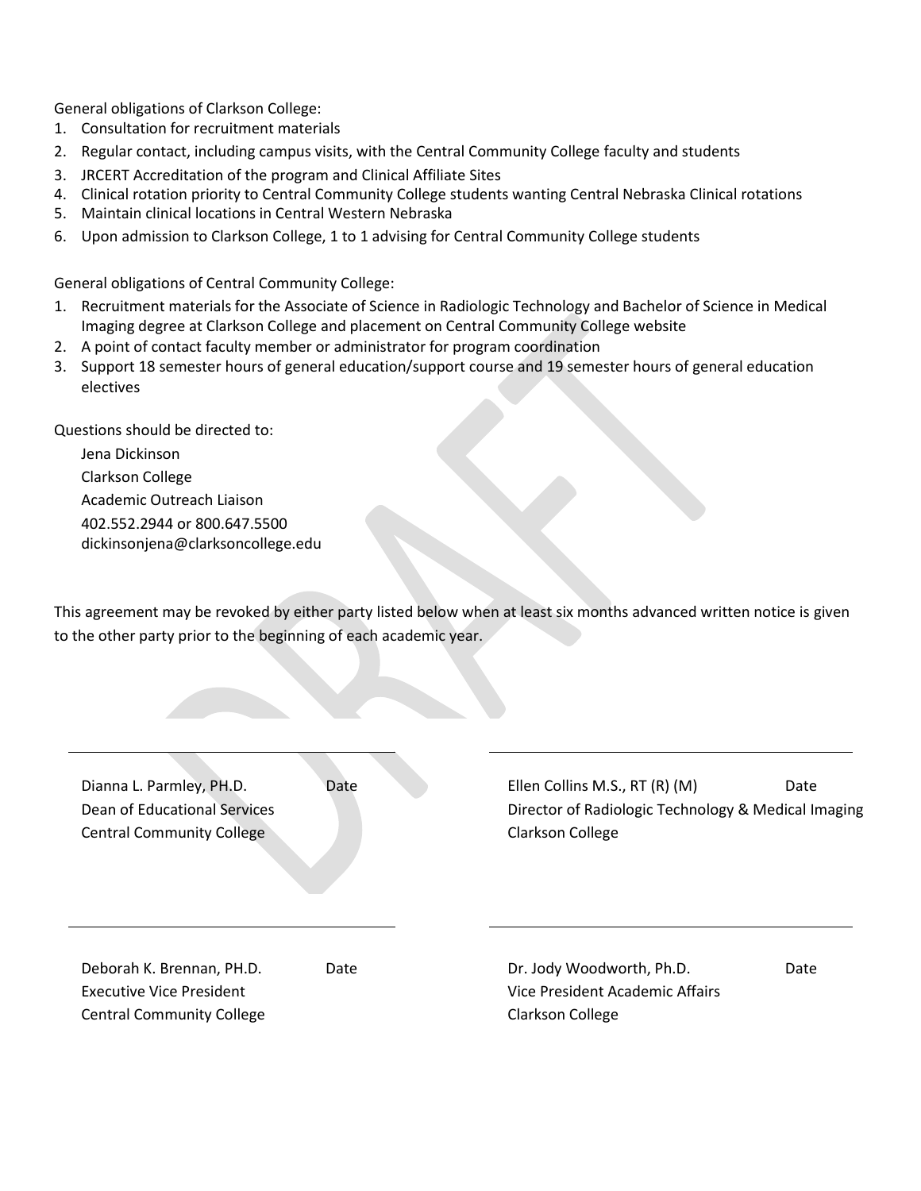General obligations of Clarkson College:

1. Consultation for recruitment materials
2. Regular contact, including campus visits, with the Central Community College faculty and students
3. JRCERT Accreditation of the program and Clinical Affiliate Sites
4. Clinical rotation priority to Central Community College students wanting Central Nebraska Clinical rotations
5. Maintain clinical locations in Central Western Nebraska
6. Upon admission to Clarkson College, 1 to 1 advising for Central Community College students

General obligations of Central Community College:

1. Recruitment materials for the Associate of Science in Radiologic Technology and Bachelor of Science in Medical Imaging degree at Clarkson College and placement on Central Community College website
2. A point of contact faculty member or administrator for program coordination
3. Support 18 semester hours of general education/support course and 19 semester hours of general education electives

Questions should be directed to:

Jena Dickinson
Clarkson College
Academic Outreach Liaison
402.552.2944 or 800.647.5500
dickinsonjena@clarksoncollege.edu

This agreement may be revoked by either party listed below when at least six months advanced written notice is given to the other party prior to the beginning of each academic year.

| | |
|---|---|
| Dianna L. Parmley, PH.D. &nbsp;&nbsp; Date<br>Dean of Educational Services<br>Central Community College | Ellen Collins M.S., RT (R) (M) &nbsp;&nbsp; Date<br>Director of Radiologic Technology & Medical Imaging<br>Clarkson College |
| Deborah K. Brennan, PH.D. &nbsp;&nbsp; Date<br>Executive Vice President<br>Central Community College | Dr. Jody Woodworth, Ph.D. &nbsp;&nbsp; Date<br>Vice President Academic Affairs<br>Clarkson College |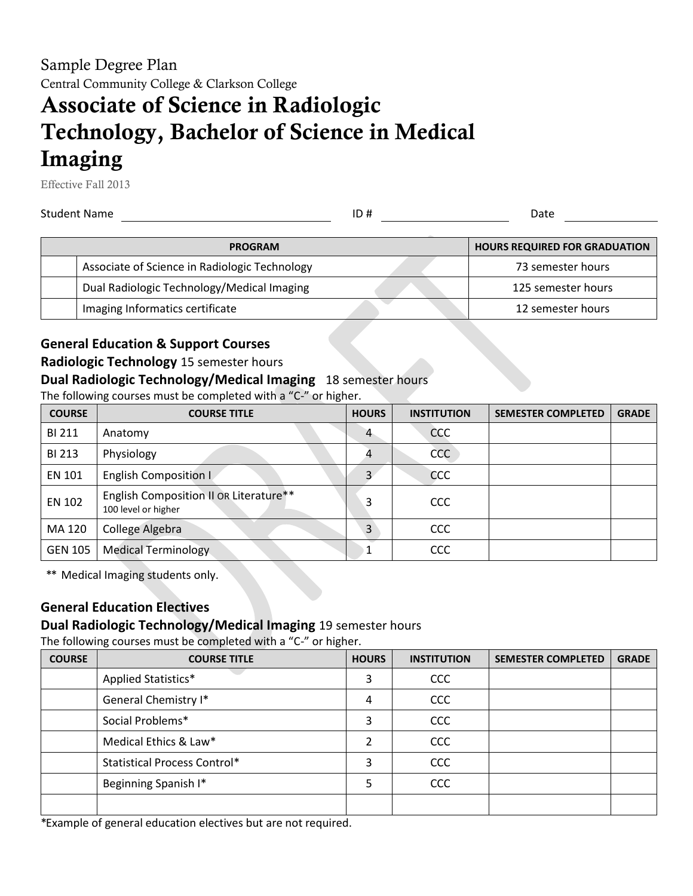Sample Degree Plan

Central Community College & Clarkson College

# Associate of Science in Radiologic Technology, Bachelor of Science in Medical Imaging

Effective Fall 2013

Student Name ______________________ ID # ______________ Date __________

| | PROGRAM | HOURS REQUIRED FOR GRADUATION |
|---|---|---|
| | Associate of Science in Radiologic Technology | 73 semester hours |
| | Dual Radiologic Technology/Medical Imaging | 125 semester hours |
| | Imaging Informatics certificate | 12 semester hours |

### General Education & Support Courses

**Radiologic Technology** 15 semester hours

**Dual Radiologic Technology/Medical Imaging** 18 semester hours

The following courses must be completed with a "C-" or higher.

| COURSE | COURSE TITLE | HOURS | INSTITUTION | SEMESTER COMPLETED | GRADE |
|---|---|---|---|---|---|
| BI 211 | Anatomy | 4 | CCC | | |
| BI 213 | Physiology | 4 | CCC | | |
| EN 101 | English Composition I | 3 | CCC | | |
| EN 102 | English Composition II OR Literature** 100 level or higher | 3 | CCC | | |
| MA 120 | College Algebra | 3 | CCC | | |
| GEN 105 | Medical Terminology | 1 | CCC | | |

** Medical Imaging students only.

### General Education Electives

**Dual Radiologic Technology/Medical Imaging** 19 semester hours

The following courses must be completed with a "C-" or higher.

| COURSE | COURSE TITLE | HOURS | INSTITUTION | SEMESTER COMPLETED | GRADE |
|---|---|---|---|---|---|
| | Applied Statistics* | 3 | CCC | | |
| | General Chemistry I* | 4 | CCC | | |
| | Social Problems* | 3 | CCC | | |
| | Medical Ethics & Law* | 2 | CCC | | |
| | Statistical Process Control* | 3 | CCC | | |
| | Beginning Spanish I* | 5 | CCC | | |
| | | | | | |

*Example of general education electives but are not required.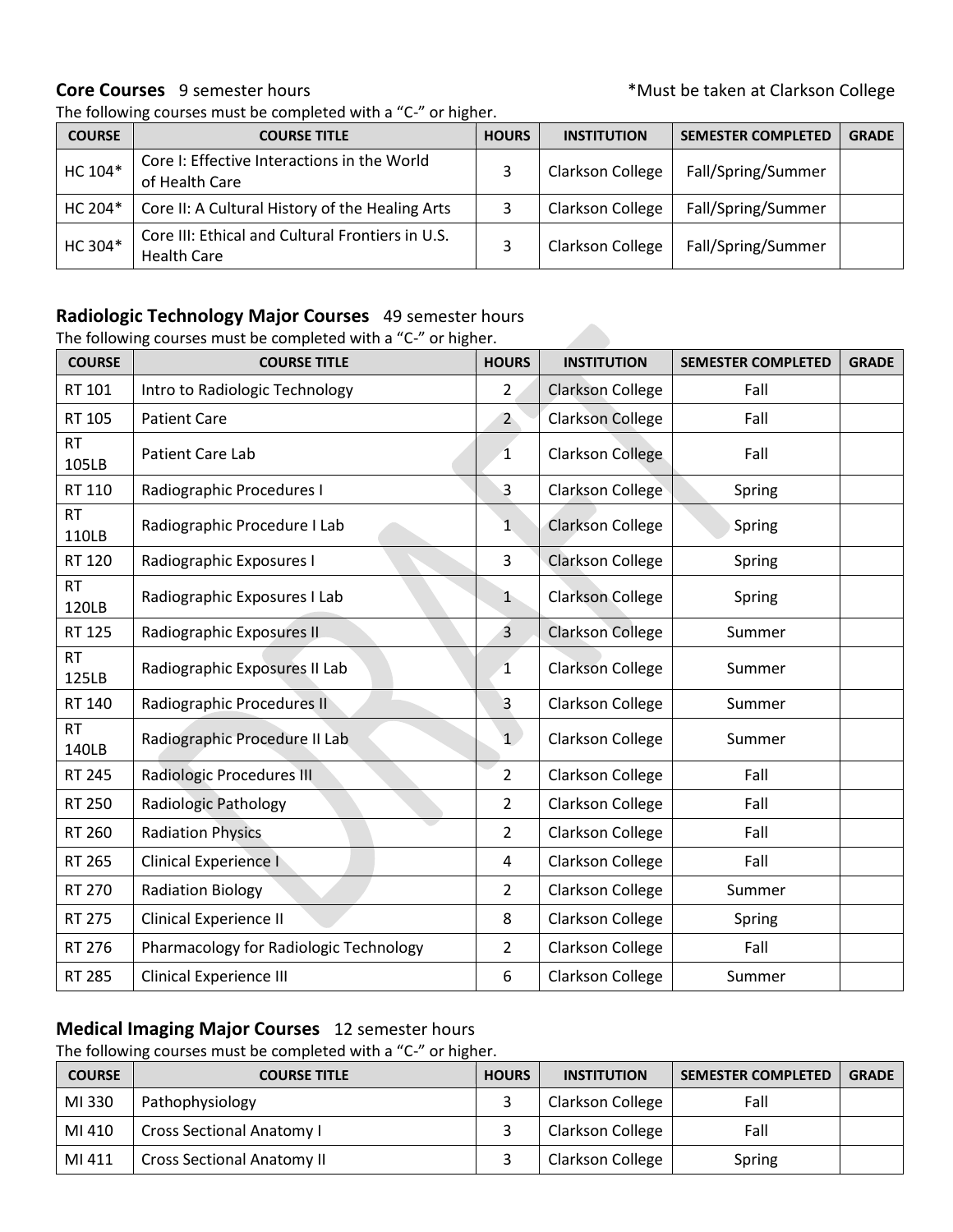**Core Courses** 9 semester hours *Must be taken at Clarkson College

The following courses must be completed with a "C-" or higher.

| COURSE | COURSE TITLE | HOURS | INSTITUTION | SEMESTER COMPLETED | GRADE |
|---|---|---|---|---|---|
| HC 104* | Core I: Effective Interactions in the World of Health Care | 3 | Clarkson College | Fall/Spring/Summer | |
| HC 204* | Core II: A Cultural History of the Healing Arts | 3 | Clarkson College | Fall/Spring/Summer | |
| HC 304* | Core III: Ethical and Cultural Frontiers in U.S. Health Care | 3 | Clarkson College | Fall/Spring/Summer | |

**Radiologic Technology Major Courses** 49 semester hours

The following courses must be completed with a "C-" or higher.

| COURSE | COURSE TITLE | HOURS | INSTITUTION | SEMESTER COMPLETED | GRADE |
|---|---|---|---|---|---|
| RT 101 | Intro to Radiologic Technology | 2 | Clarkson College | Fall | |
| RT 105 | Patient Care | 2 | Clarkson College | Fall | |
| RT 105LB | Patient Care Lab | 1 | Clarkson College | Fall | |
| RT 110 | Radiographic Procedures I | 3 | Clarkson College | Spring | |
| RT 110LB | Radiographic Procedure I Lab | 1 | Clarkson College | Spring | |
| RT 120 | Radiographic Exposures I | 3 | Clarkson College | Spring | |
| RT 120LB | Radiographic Exposures I Lab | 1 | Clarkson College | Spring | |
| RT 125 | Radiographic Exposures II | 3 | Clarkson College | Summer | |
| RT 125LB | Radiographic Exposures II Lab | 1 | Clarkson College | Summer | |
| RT 140 | Radiographic Procedures II | 3 | Clarkson College | Summer | |
| RT 140LB | Radiographic Procedure II Lab | 1 | Clarkson College | Summer | |
| RT 245 | Radiologic Procedures III | 2 | Clarkson College | Fall | |
| RT 250 | Radiologic Pathology | 2 | Clarkson College | Fall | |
| RT 260 | Radiation Physics | 2 | Clarkson College | Fall | |
| RT 265 | Clinical Experience I | 4 | Clarkson College | Fall | |
| RT 270 | Radiation Biology | 2 | Clarkson College | Summer | |
| RT 275 | Clinical Experience II | 8 | Clarkson College | Spring | |
| RT 276 | Pharmacology for Radiologic Technology | 2 | Clarkson College | Fall | |
| RT 285 | Clinical Experience III | 6 | Clarkson College | Summer | |

**Medical Imaging Major Courses** 12 semester hours

The following courses must be completed with a "C-" or higher.

| COURSE | COURSE TITLE | HOURS | INSTITUTION | SEMESTER COMPLETED | GRADE |
|---|---|---|---|---|---|
| MI 330 | Pathophysiology | 3 | Clarkson College | Fall | |
| MI 410 | Cross Sectional Anatomy I | 3 | Clarkson College | Fall | |
| MI 411 | Cross Sectional Anatomy II | 3 | Clarkson College | Spring | |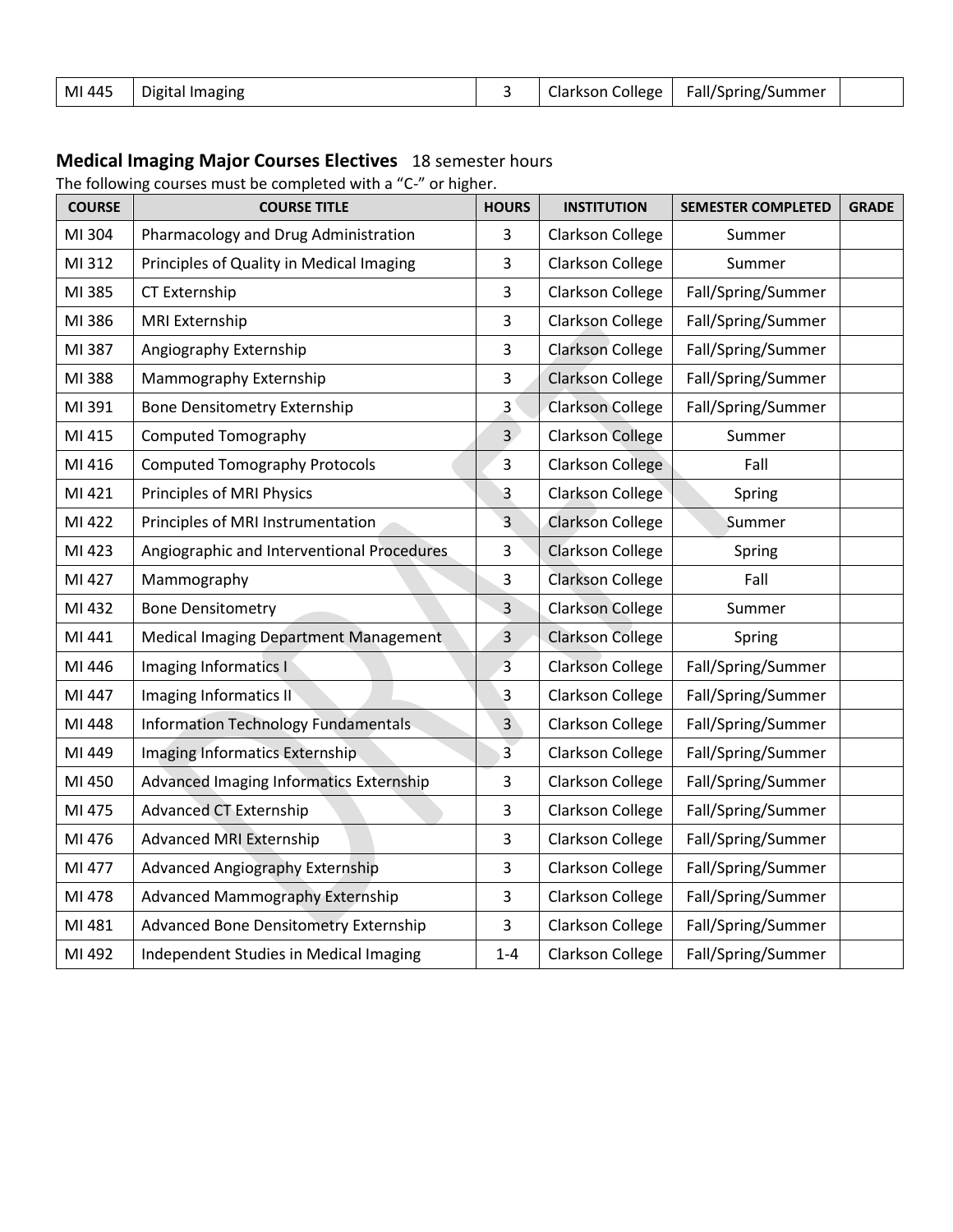| MI 445 | Digital Imaging | 3 | Clarkson College | Fall/Spring/Summer | |
|---|---|---|---|---|---|

## Medical Imaging Major Courses Electives 18 semester hours

The following courses must be completed with a "C-" or higher.

| COURSE | COURSE TITLE | HOURS | INSTITUTION | SEMESTER COMPLETED | GRADE |
|---|---|---|---|---|---|
| MI 304 | Pharmacology and Drug Administration | 3 | Clarkson College | Summer | |
| MI 312 | Principles of Quality in Medical Imaging | 3 | Clarkson College | Summer | |
| MI 385 | CT Externship | 3 | Clarkson College | Fall/Spring/Summer | |
| MI 386 | MRI Externship | 3 | Clarkson College | Fall/Spring/Summer | |
| MI 387 | Angiography Externship | 3 | Clarkson College | Fall/Spring/Summer | |
| MI 388 | Mammography Externship | 3 | Clarkson College | Fall/Spring/Summer | |
| MI 391 | Bone Densitometry Externship | 3 | Clarkson College | Fall/Spring/Summer | |
| MI 415 | Computed Tomography | 3 | Clarkson College | Summer | |
| MI 416 | Computed Tomography Protocols | 3 | Clarkson College | Fall | |
| MI 421 | Principles of MRI Physics | 3 | Clarkson College | Spring | |
| MI 422 | Principles of MRI Instrumentation | 3 | Clarkson College | Summer | |
| MI 423 | Angiographic and Interventional Procedures | 3 | Clarkson College | Spring | |
| MI 427 | Mammography | 3 | Clarkson College | Fall | |
| MI 432 | Bone Densitometry | 3 | Clarkson College | Summer | |
| MI 441 | Medical Imaging Department Management | 3 | Clarkson College | Spring | |
| MI 446 | Imaging Informatics I | 3 | Clarkson College | Fall/Spring/Summer | |
| MI 447 | Imaging Informatics II | 3 | Clarkson College | Fall/Spring/Summer | |
| MI 448 | Information Technology Fundamentals | 3 | Clarkson College | Fall/Spring/Summer | |
| MI 449 | Imaging Informatics Externship | 3 | Clarkson College | Fall/Spring/Summer | |
| MI 450 | Advanced Imaging Informatics Externship | 3 | Clarkson College | Fall/Spring/Summer | |
| MI 475 | Advanced CT Externship | 3 | Clarkson College | Fall/Spring/Summer | |
| MI 476 | Advanced MRI Externship | 3 | Clarkson College | Fall/Spring/Summer | |
| MI 477 | Advanced Angiography Externship | 3 | Clarkson College | Fall/Spring/Summer | |
| MI 478 | Advanced Mammography Externship | 3 | Clarkson College | Fall/Spring/Summer | |
| MI 481 | Advanced Bone Densitometry Externship | 3 | Clarkson College | Fall/Spring/Summer | |
| MI 492 | Independent Studies in Medical Imaging | 1-4 | Clarkson College | Fall/Spring/Summer | |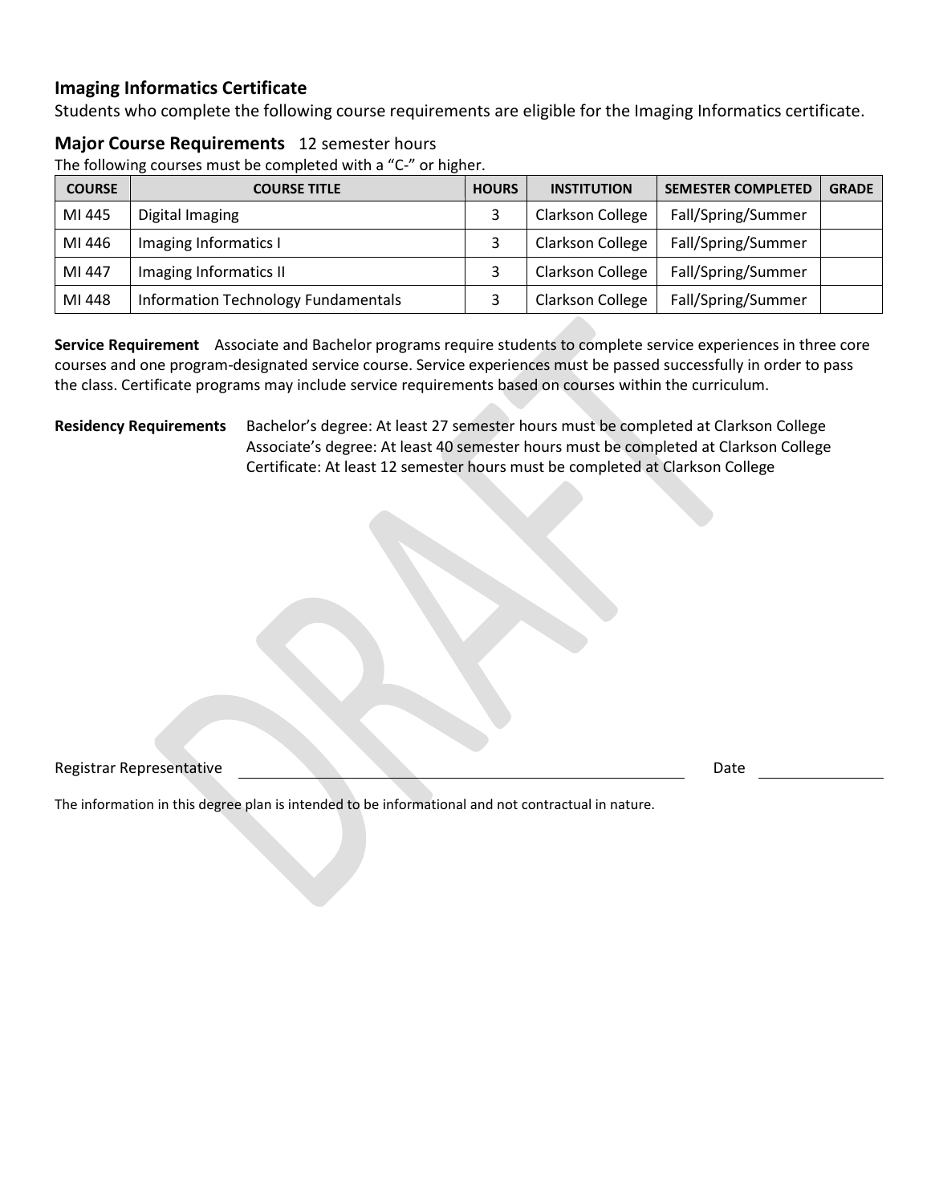## Imaging Informatics Certificate

Students who complete the following course requirements are eligible for the Imaging Informatics certificate.

### Major Course Requirements 12 semester hours

The following courses must be completed with a "C-" or higher.

| COURSE | COURSE TITLE | HOURS | INSTITUTION | SEMESTER COMPLETED | GRADE |
|---|---|---|---|---|---|
| MI 445 | Digital Imaging | 3 | Clarkson College | Fall/Spring/Summer | |
| MI 446 | Imaging Informatics I | 3 | Clarkson College | Fall/Spring/Summer | |
| MI 447 | Imaging Informatics II | 3 | Clarkson College | Fall/Spring/Summer | |
| MI 448 | Information Technology Fundamentals | 3 | Clarkson College | Fall/Spring/Summer | |

**Service Requirement** Associate and Bachelor programs require students to complete service experiences in three core courses and one program-designated service course. Service experiences must be passed successfully in order to pass the class. Certificate programs may include service requirements based on courses within the curriculum.

**Residency Requirements** Bachelor's degree: At least 27 semester hours must be completed at Clarkson College
Associate's degree: At least 40 semester hours must be completed at Clarkson College
Certificate: At least 12 semester hours must be completed at Clarkson College

Registrar Representative \_\_\_\_\_\_\_\_\_\_\_\_\_\_\_\_\_\_\_\_\_\_\_\_\_\_\_\_\_\_ Date \_\_\_\_\_\_\_\_\_\_

The information in this degree plan is intended to be informational and not contractual in nature.